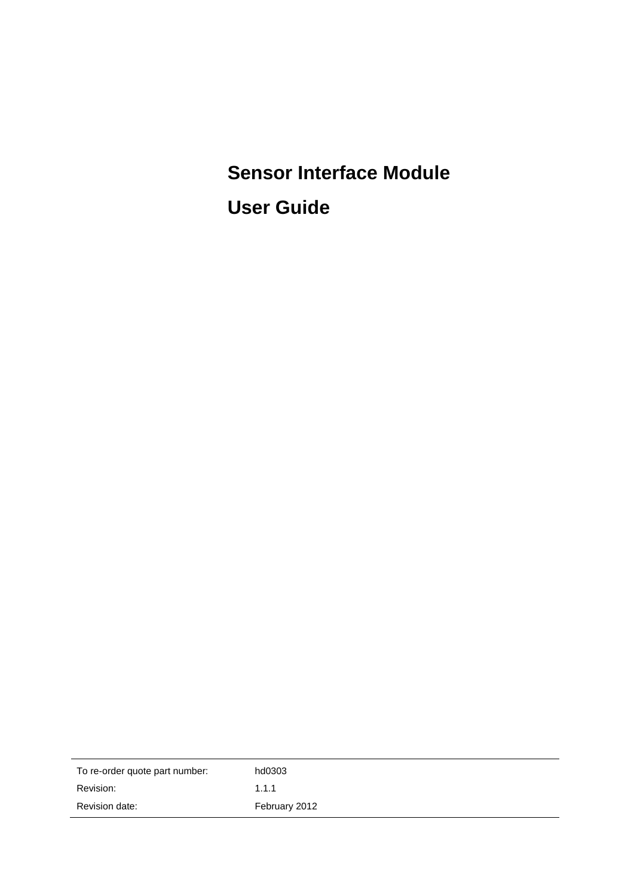# Sensor Interface Module

# User Guide

| To re-order quote part number: | hd0303 |
|---|---|
| Revision: | 1.1.1 |
| Revision date: | February 2012 |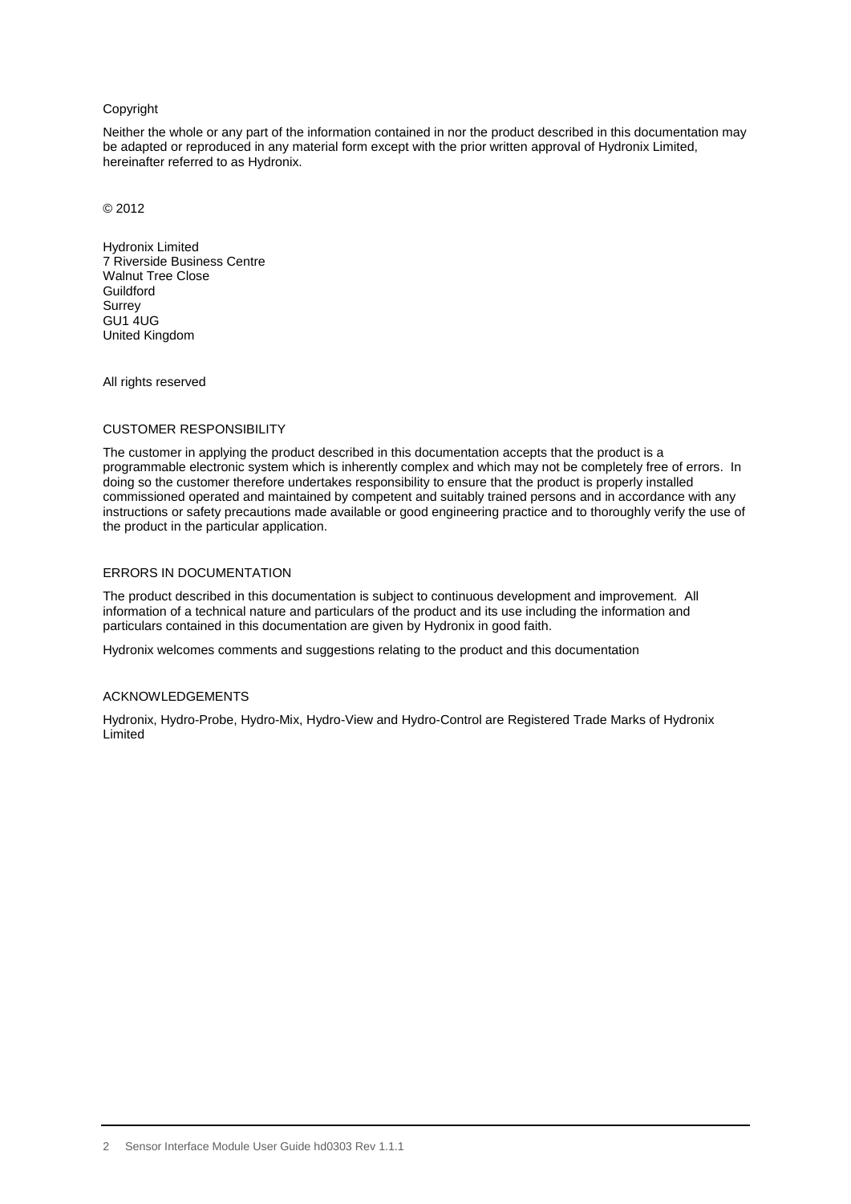Copyright

Neither the whole or any part of the information contained in nor the product described in this documentation may be adapted or reproduced in any material form except with the prior written approval of Hydronix Limited, hereinafter referred to as Hydronix.

© 2012

Hydronix Limited
7 Riverside Business Centre
Walnut Tree Close
Guildford
Surrey
GU1 4UG
United Kingdom

All rights reserved

## CUSTOMER RESPONSIBILITY

The customer in applying the product described in this documentation accepts that the product is a programmable electronic system which is inherently complex and which may not be completely free of errors. In doing so the customer therefore undertakes responsibility to ensure that the product is properly installed commissioned operated and maintained by competent and suitably trained persons and in accordance with any instructions or safety precautions made available or good engineering practice and to thoroughly verify the use of the product in the particular application.

## ERRORS IN DOCUMENTATION

The product described in this documentation is subject to continuous development and improvement. All information of a technical nature and particulars of the product and its use including the information and particulars contained in this documentation are given by Hydronix in good faith.

Hydronix welcomes comments and suggestions relating to the product and this documentation

## ACKNOWLEDGEMENTS

Hydronix, Hydro-Probe, Hydro-Mix, Hydro-View and Hydro-Control are Registered Trade Marks of Hydronix Limited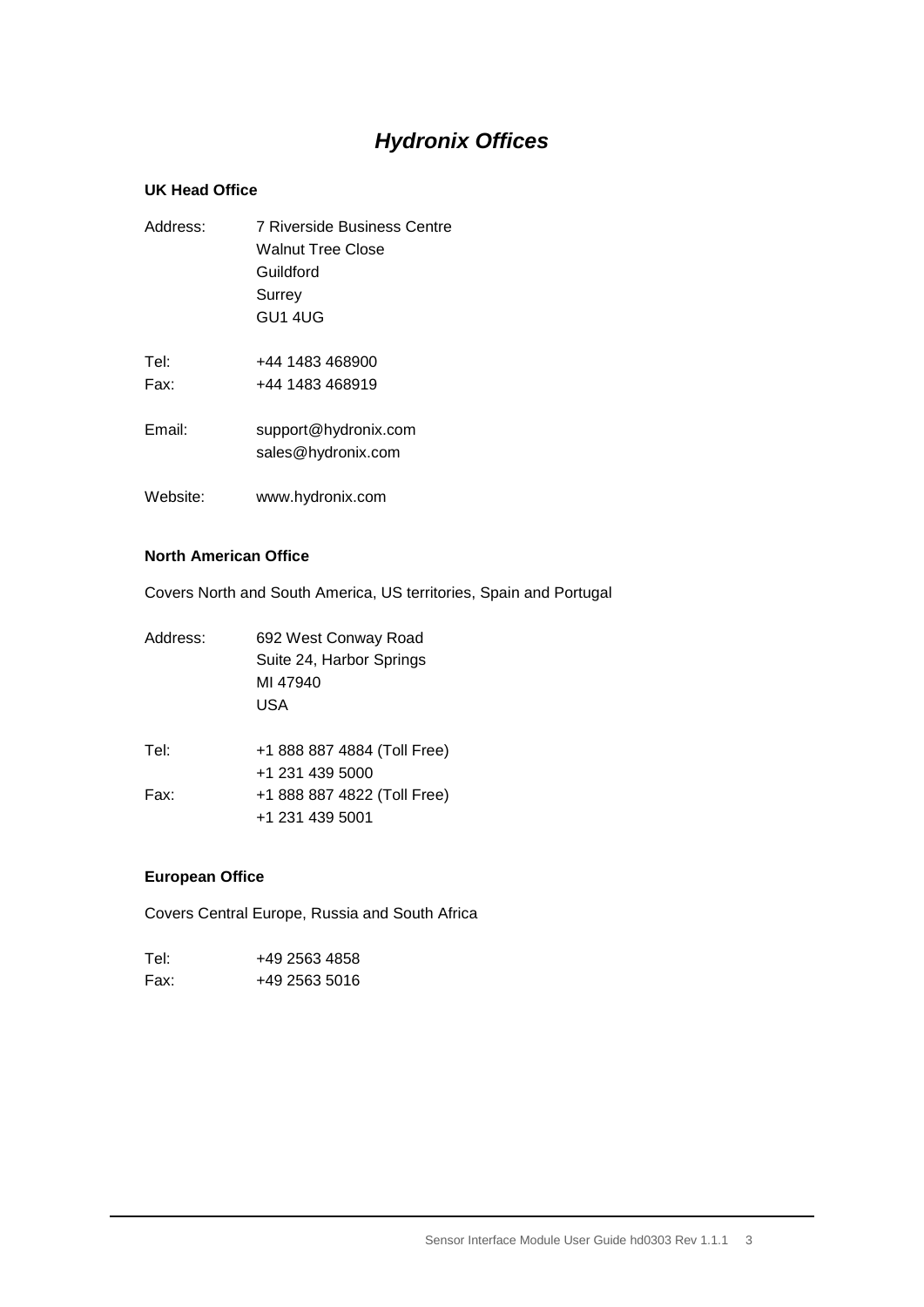# *Hydronix Offices*

**UK Head Office**

Address: 7 Riverside Business Centre
Walnut Tree Close
Guildford
Surrey
GU1 4UG

Tel: +44 1483 468900
Fax: +44 1483 468919

Email: support@hydronix.com
sales@hydronix.com

Website: www.hydronix.com

**North American Office**

Covers North and South America, US territories, Spain and Portugal

Address: 692 West Conway Road
Suite 24, Harbor Springs
MI 47940
USA

Tel: +1 888 887 4884 (Toll Free)
+1 231 439 5000
Fax: +1 888 887 4822 (Toll Free)
+1 231 439 5001

**European Office**

Covers Central Europe, Russia and South Africa

Tel: +49 2563 4858
Fax: +49 2563 5016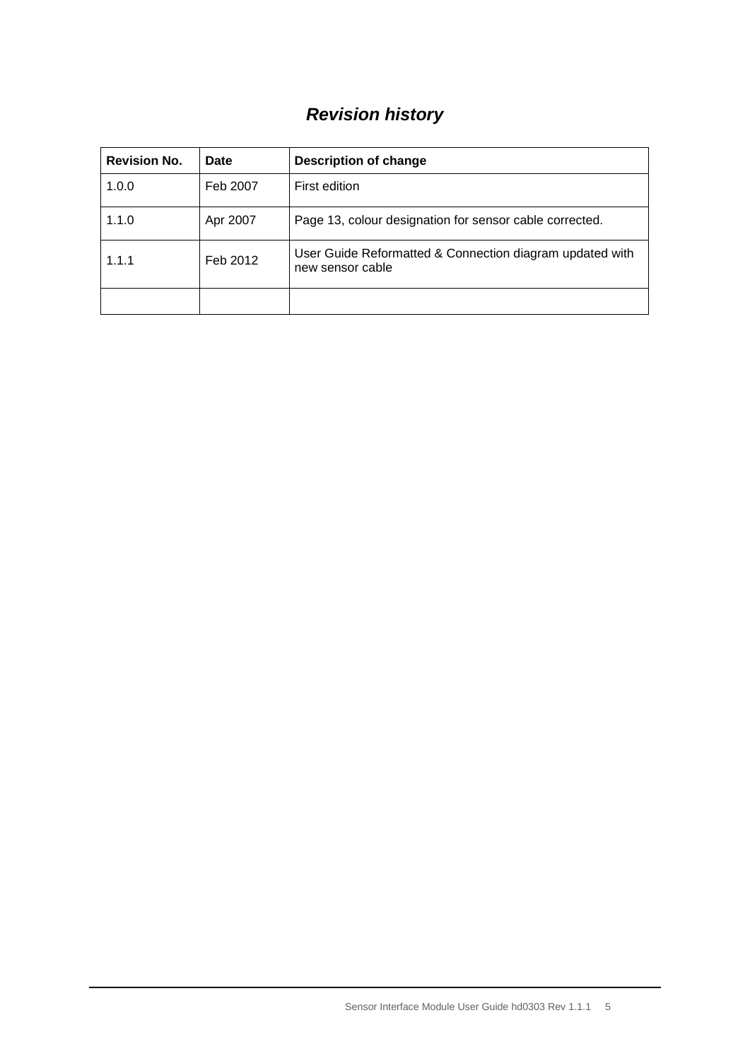# *Revision history*

| Revision No. | Date | Description of change |
|---|---|---|
| 1.0.0 | Feb 2007 | First edition |
| 1.1.0 | Apr 2007 | Page 13, colour designation for sensor cable corrected. |
| 1.1.1 | Feb 2012 | User Guide Reformatted & Connection diagram updated with new sensor cable |
| | | |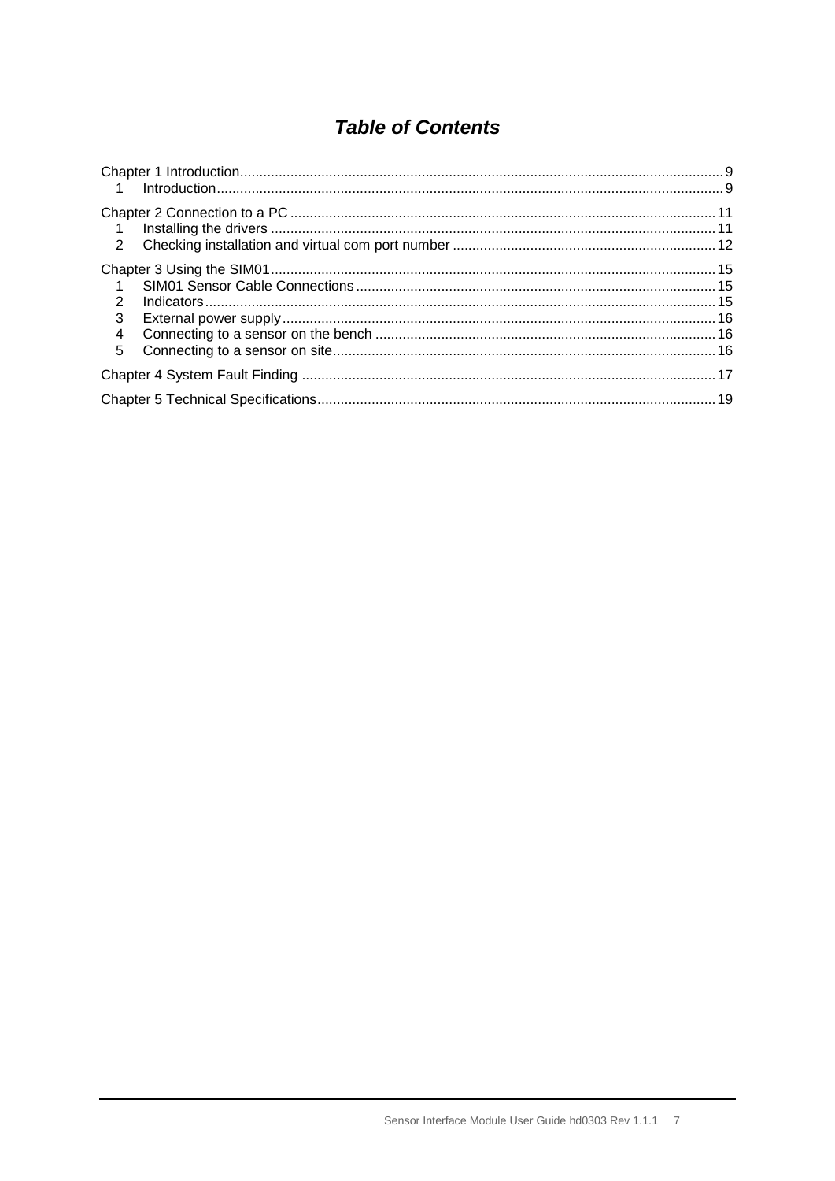# *Table of Contents*

Chapter 1 Introduction .......... 9
  1 Introduction .......... 9

Chapter 2 Connection to a PC .......... 11
  1 Installing the drivers .......... 11
  2 Checking installation and virtual com port number .......... 12

Chapter 3 Using the SIM01 .......... 15
  1 SIM01 Sensor Cable Connections .......... 15
  2 Indicators .......... 15
  3 External power supply .......... 16
  4 Connecting to a sensor on the bench .......... 16
  5 Connecting to a sensor on site .......... 16

Chapter 4 System Fault Finding .......... 17

Chapter 5 Technical Specifications .......... 19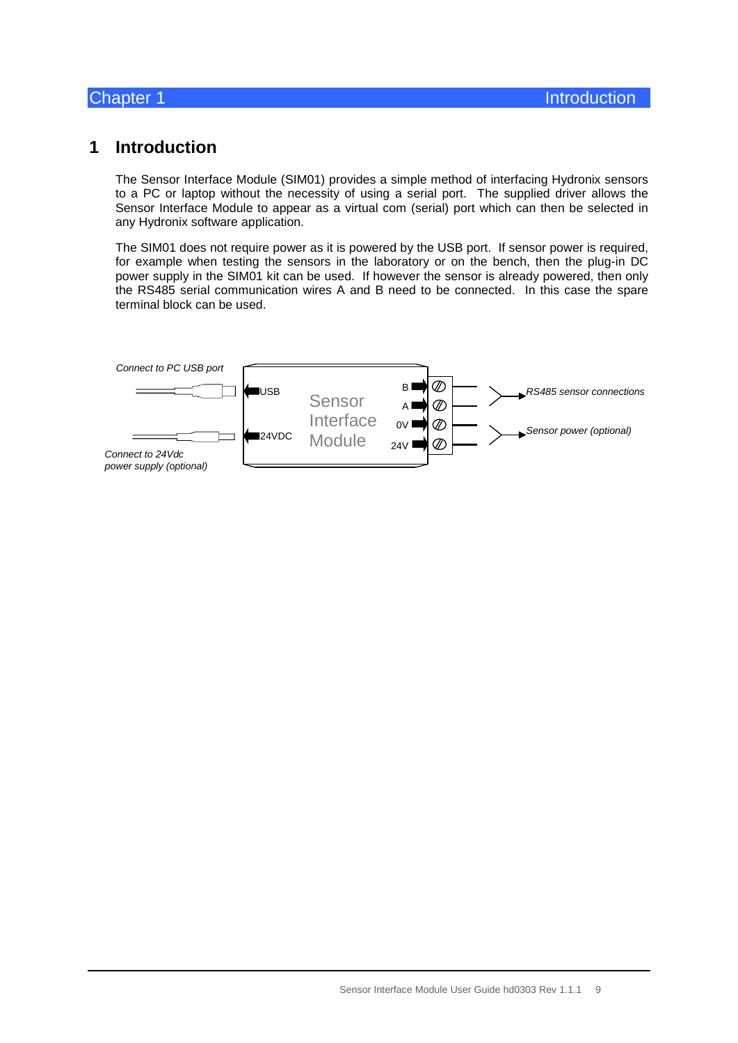# 1 Introduction

The Sensor Interface Module (SIM01) provides a simple method of interfacing Hydronix sensors to a PC or laptop without the necessity of using a serial port. The supplied driver allows the Sensor Interface Module to appear as a virtual com (serial) port which can then be selected in any Hydronix software application.

The SIM01 does not require power as it is powered by the USB port. If sensor power is required, for example when testing the sensors in the laboratory or on the bench, then the plug-in DC power supply in the SIM01 kit can be used. If however the sensor is already powered, then only the RS485 serial communication wires A and B need to be connected. In this case the spare terminal block can be used.

*Connect to PC USB port*

USB

24VDC

Sensor Interface Module

B

A

0V

24V

*RS485 sensor connections*

*Sensor power (optional)*

*Connect to 24Vdc power supply (optional)*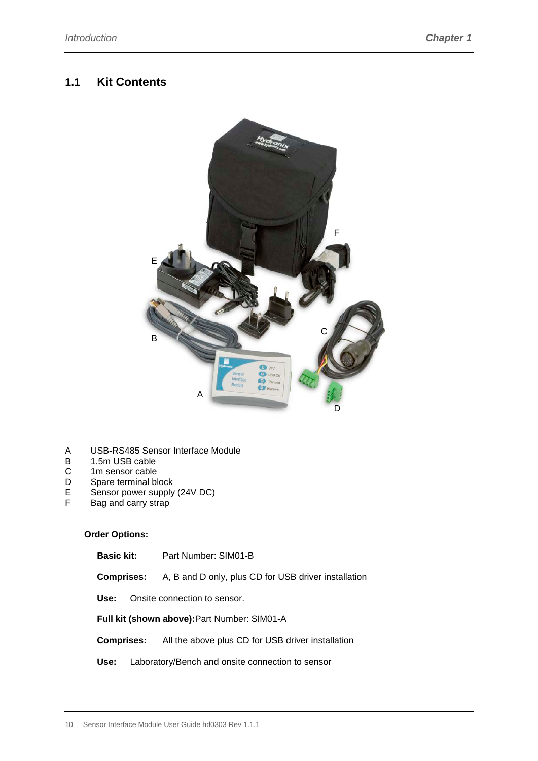## 1.1 Kit Contents

A USB-RS485 Sensor Interface Module
B 1.5m USB cable
C 1m sensor cable
D Spare terminal block
E Sensor power supply (24V DC)
F Bag and carry strap

**Order Options:**

**Basic kit:** Part Number: SIM01-B

**Comprises:** A, B and D only, plus CD for USB driver installation

**Use:** Onsite connection to sensor.

**Full kit (shown above):** Part Number: SIM01-A

**Comprises:** All the above plus CD for USB driver installation

**Use:** Laboratory/Bench and onsite connection to sensor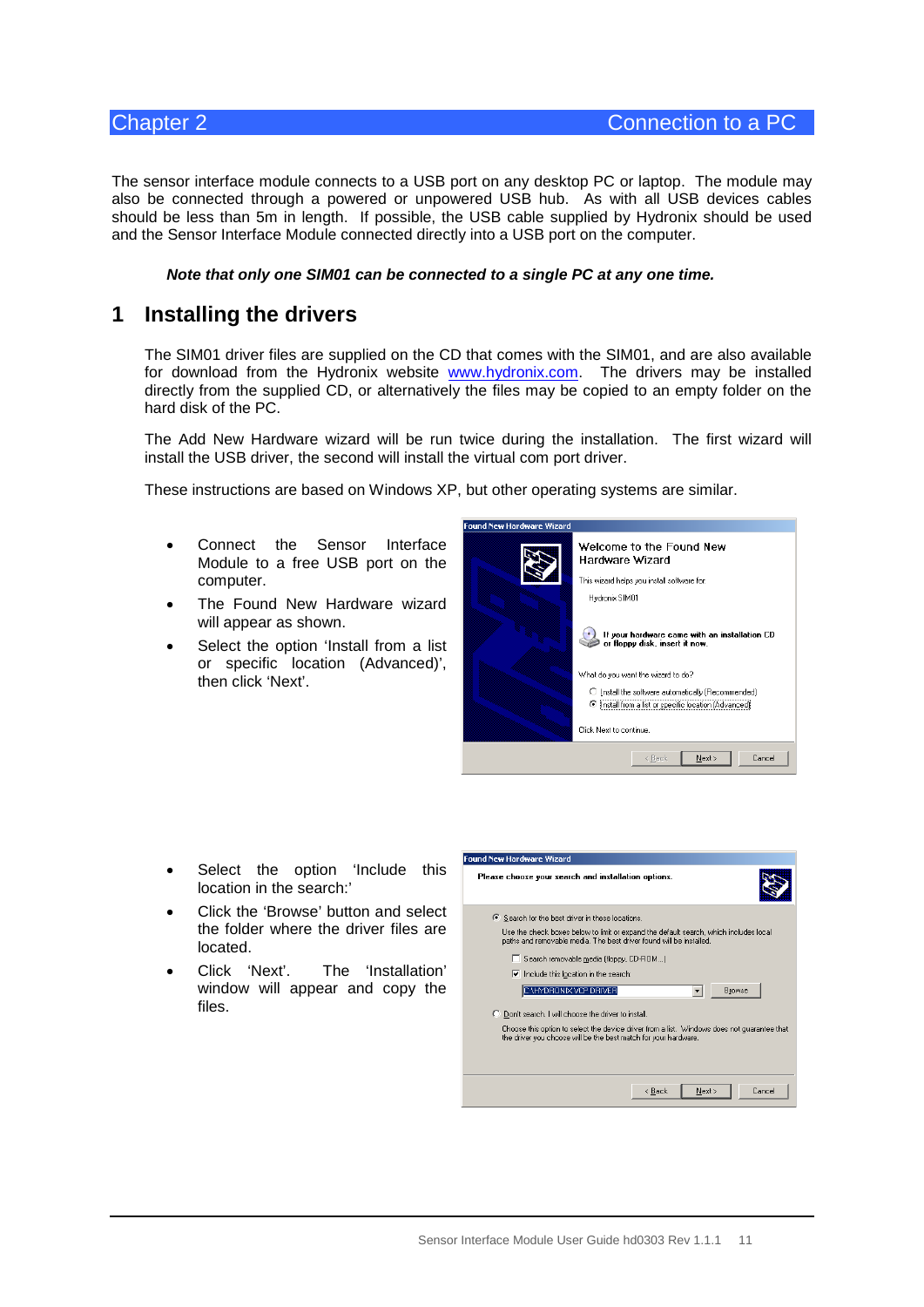# Chapter 2 Connection to a PC

The sensor interface module connects to a USB port on any desktop PC or laptop. The module may also be connected through a powered or unpowered USB hub. As with all USB devices cables should be less than 5m in length. If possible, the USB cable supplied by Hydronix should be used and the Sensor Interface Module connected directly into a USB port on the computer.

***Note that only one SIM01 can be connected to a single PC at any one time.***

## 1 Installing the drivers

The SIM01 driver files are supplied on the CD that comes with the SIM01, and are also available for download from the Hydronix website www.hydronix.com. The drivers may be installed directly from the supplied CD, or alternatively the files may be copied to an empty folder on the hard disk of the PC.

The Add New Hardware wizard will be run twice during the installation. The first wizard will install the USB driver, the second will install the virtual com port driver.

These instructions are based on Windows XP, but other operating systems are similar.

- Connect the Sensor Interface Module to a free USB port on the computer.
- The Found New Hardware wizard will appear as shown.
- Select the option 'Install from a list or specific location (Advanced)', then click 'Next'.

- Select the option 'Include this location in the search:'
- Click the 'Browse' button and select the folder where the driver files are located.
- Click 'Next'. The 'Installation' window will appear and copy the files.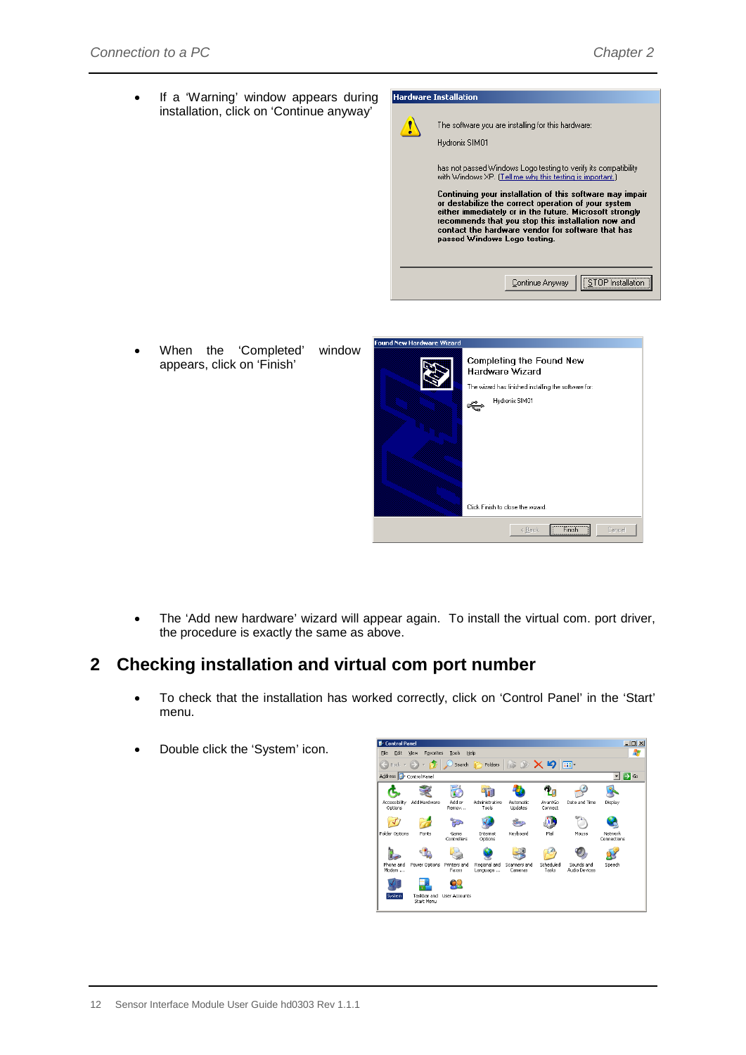- If a 'Warning' window appears during installation, click on 'Continue anyway'

- When the 'Completed' window appears, click on 'Finish'

- The 'Add new hardware' wizard will appear again. To install the virtual com. port driver, the procedure is exactly the same as above.

## 2 Checking installation and virtual com port number

- To check that the installation has worked correctly, click on 'Control Panel' in the 'Start' menu.

- Double click the 'System' icon.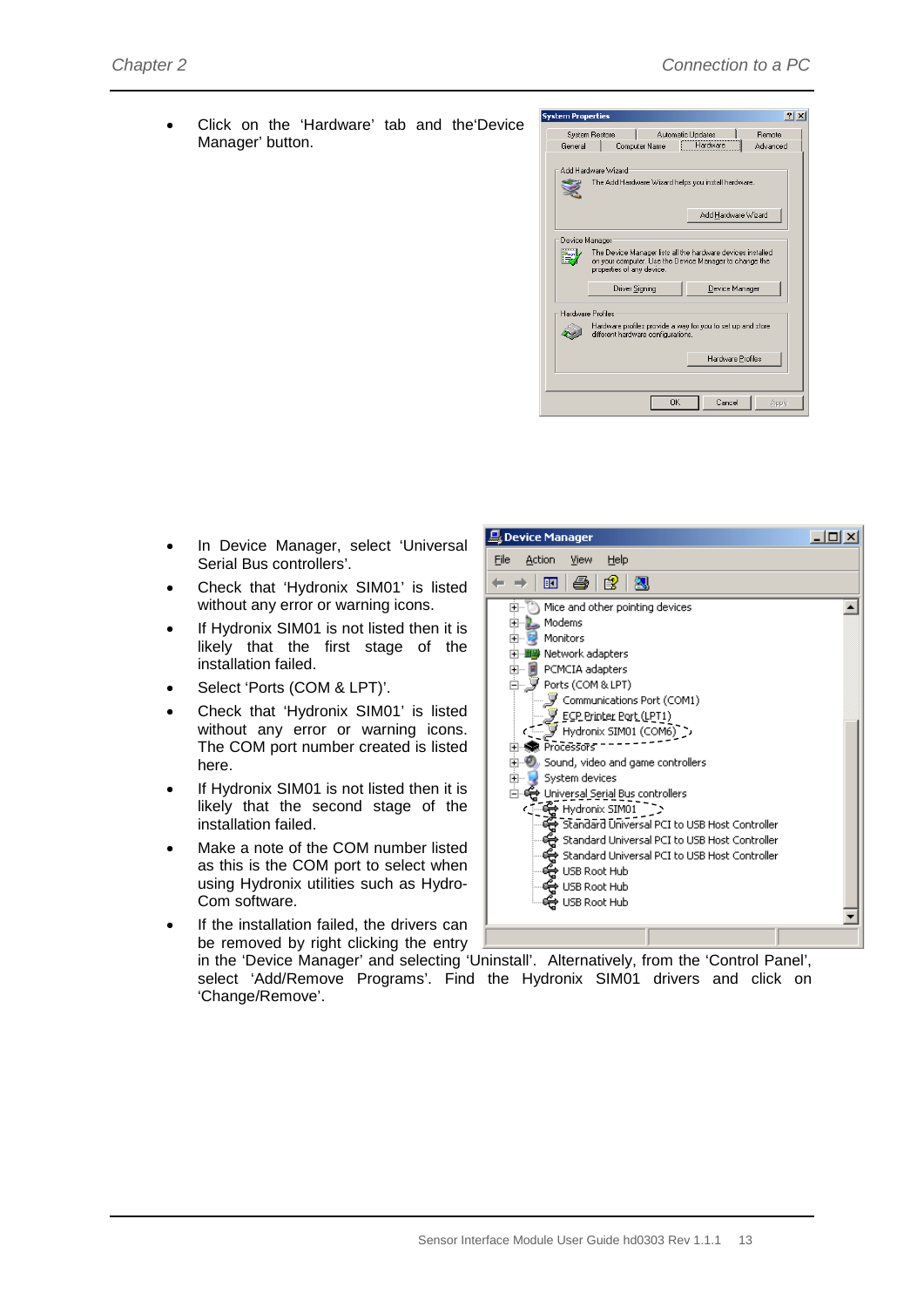- Click on the 'Hardware' tab and the'Device Manager' button.

- In Device Manager, select 'Universal Serial Bus controllers'.
- Check that 'Hydronix SIM01' is listed without any error or warning icons.
- If Hydronix SIM01 is not listed then it is likely that the first stage of the installation failed.
- Select 'Ports (COM & LPT)'.
- Check that 'Hydronix SIM01' is listed without any error or warning icons. The COM port number created is listed here.
- If Hydronix SIM01 is not listed then it is likely that the second stage of the installation failed.
- Make a note of the COM number listed as this is the COM port to select when using Hydronix utilities such as Hydro-Com software.
- If the installation failed, the drivers can be removed by right clicking the entry in the 'Device Manager' and selecting 'Uninstall'. Alternatively, from the 'Control Panel', select 'Add/Remove Programs'. Find the Hydronix SIM01 drivers and click on 'Change/Remove'.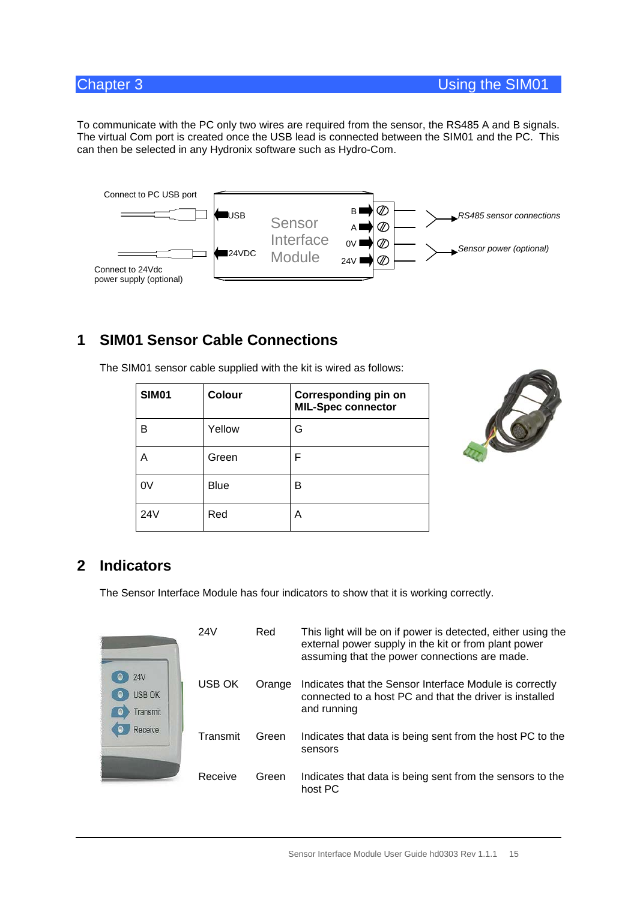To communicate with the PC only two wires are required from the sensor, the RS485 A and B signals. The virtual Com port is created once the USB lead is connected between the SIM01 and the PC. This can then be selected in any Hydronix software such as Hydro-Com.

Connect to PC USB port

USB

24VDC

Connect to 24Vdc power supply (optional)

Sensor Interface Module

B
A
0V
24V

*RS485 sensor connections*

*Sensor power (optional)*

## 1 SIM01 Sensor Cable Connections

The SIM01 sensor cable supplied with the kit is wired as follows:

| SIM01 | Colour | Corresponding pin on MIL-Spec connector |
|---|---|---|
| B | Yellow | G |
| A | Green | F |
| 0V | Blue | B |
| 24V | Red | A |

## 2 Indicators

The Sensor Interface Module has four indicators to show that it is working correctly.

| | | |
|---|---|---|
| 24V | Red | This light will be on if power is detected, either using the external power supply in the kit or from plant power assuming that the power connections are made. |
| USB OK | Orange | Indicates that the Sensor Interface Module is correctly connected to a host PC and that the driver is installed and running |
| Transmit | Green | Indicates that data is being sent from the host PC to the sensors |
| Receive | Green | Indicates that data is being sent from the sensors to the host PC |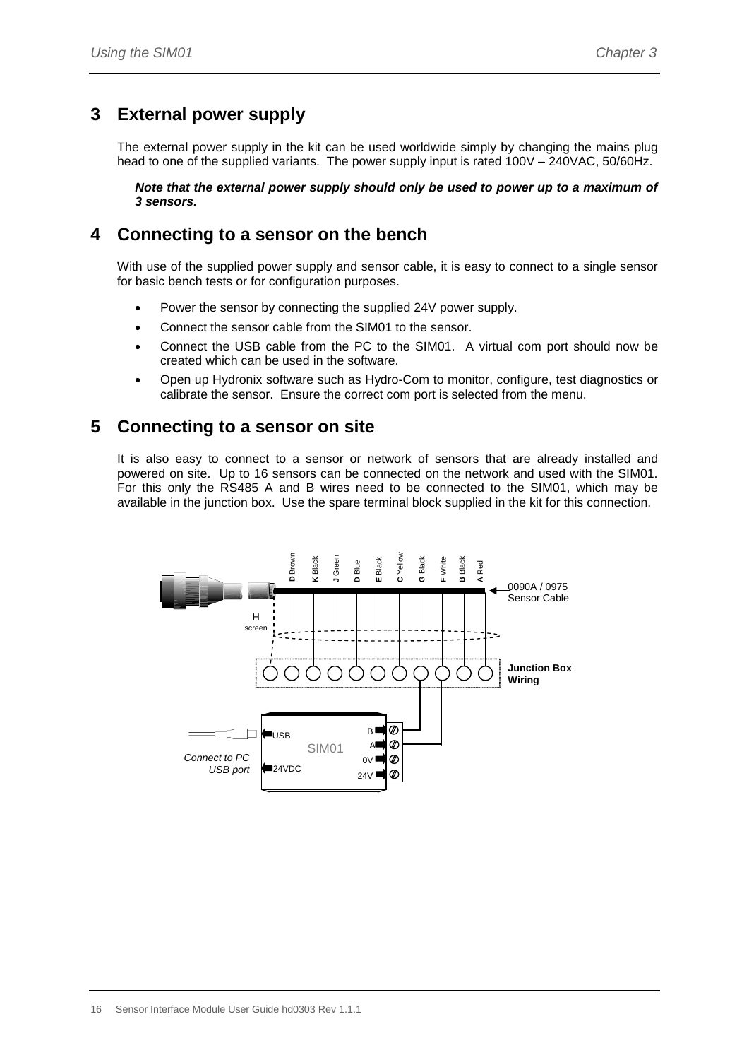## 3 External power supply

The external power supply in the kit can be used worldwide simply by changing the mains plug head to one of the supplied variants. The power supply input is rated 100V – 240VAC, 50/60Hz.

***Note that the external power supply should only be used to power up to a maximum of 3 sensors.***

## 4 Connecting to a sensor on the bench

With use of the supplied power supply and sensor cable, it is easy to connect to a single sensor for basic bench tests or for configuration purposes.

- Power the sensor by connecting the supplied 24V power supply.
- Connect the sensor cable from the SIM01 to the sensor.
- Connect the USB cable from the PC to the SIM01. A virtual com port should now be created which can be used in the software.
- Open up Hydronix software such as Hydro-Com to monitor, configure, test diagnostics or calibrate the sensor. Ensure the correct com port is selected from the menu.

## 5 Connecting to a sensor on site

It is also easy to connect to a sensor or network of sensors that are already installed and powered on site. Up to 16 sensors can be connected on the network and used with the SIM01. For this only the RS485 A and B wires need to be connected to the SIM01, which may be available in the junction box. Use the spare terminal block supplied in the kit for this connection.

D Brown K Black J Green D Blue E Black C Yellow G Black F White B Black A Red

0090A / 0975 Sensor Cable

H screen

**Junction Box Wiring**

USB SIM01 24VDC B A 0V 24V

*Connect to PC USB port*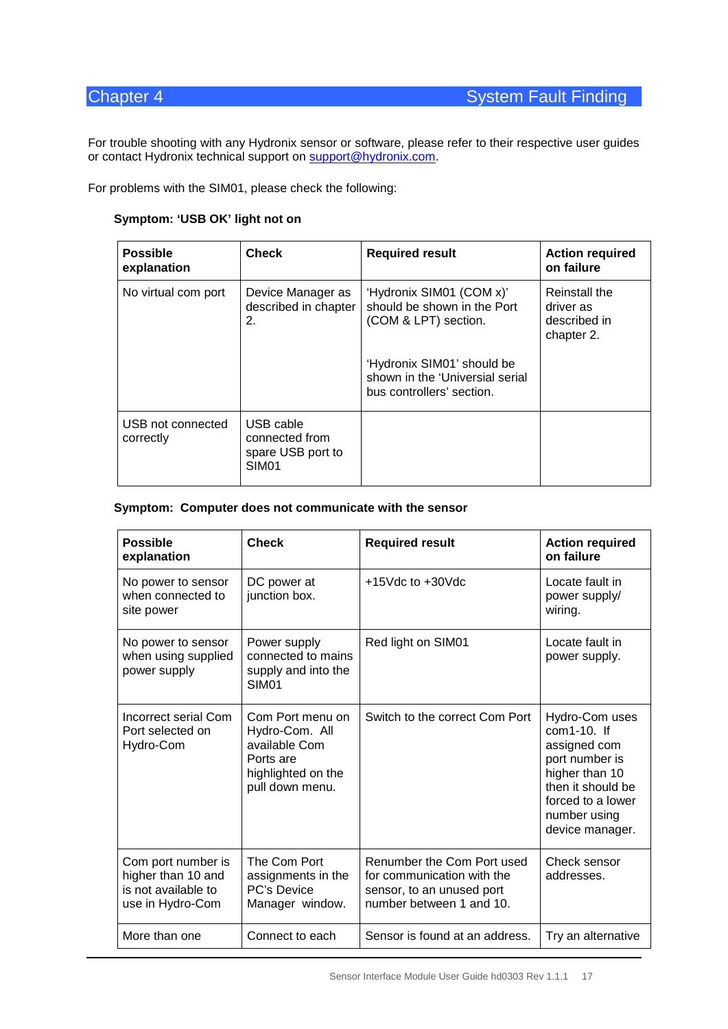# Chapter 4 System Fault Finding

For trouble shooting with any Hydronix sensor or software, please refer to their respective user guides or contact Hydronix technical support on support@hydronix.com.

For problems with the SIM01, please check the following:

**Symptom: 'USB OK' light not on**

| Possible explanation | Check | Required result | Action required on failure |
|---|---|---|---|
| No virtual com port | Device Manager as described in chapter 2. | 'Hydronix SIM01 (COM x)' should be shown in the Port (COM & LPT) section.<br><br>'Hydronix SIM01' should be shown in the 'Universal serial bus controllers' section. | Reinstall the driver as described in chapter 2. |
| USB not connected correctly | USB cable connected from spare USB port to SIM01 | | |

**Symptom: Computer does not communicate with the sensor**

| Possible explanation | Check | Required result | Action required on failure |
|---|---|---|---|
| No power to sensor when connected to site power | DC power at junction box. | +15Vdc to +30Vdc | Locate fault in power supply/ wiring. |
| No power to sensor when using supplied power supply | Power supply connected to mains supply and into the SIM01 | Red light on SIM01 | Locate fault in power supply. |
| Incorrect serial Com Port selected on Hydro-Com | Com Port menu on Hydro-Com. All available Com Ports are highlighted on the pull down menu. | Switch to the correct Com Port | Hydro-Com uses com1-10. If assigned com port number is higher than 10 then it should be forced to a lower number using device manager. |
| Com port number is higher than 10 and is not available to use in Hydro-Com | The Com Port assignments in the PC's Device Manager window. | Renumber the Com Port used for communication with the sensor, to an unused port number between 1 and 10. | Check sensor addresses. |
| More than one | Connect to each | Sensor is found at an address. | Try an alternative |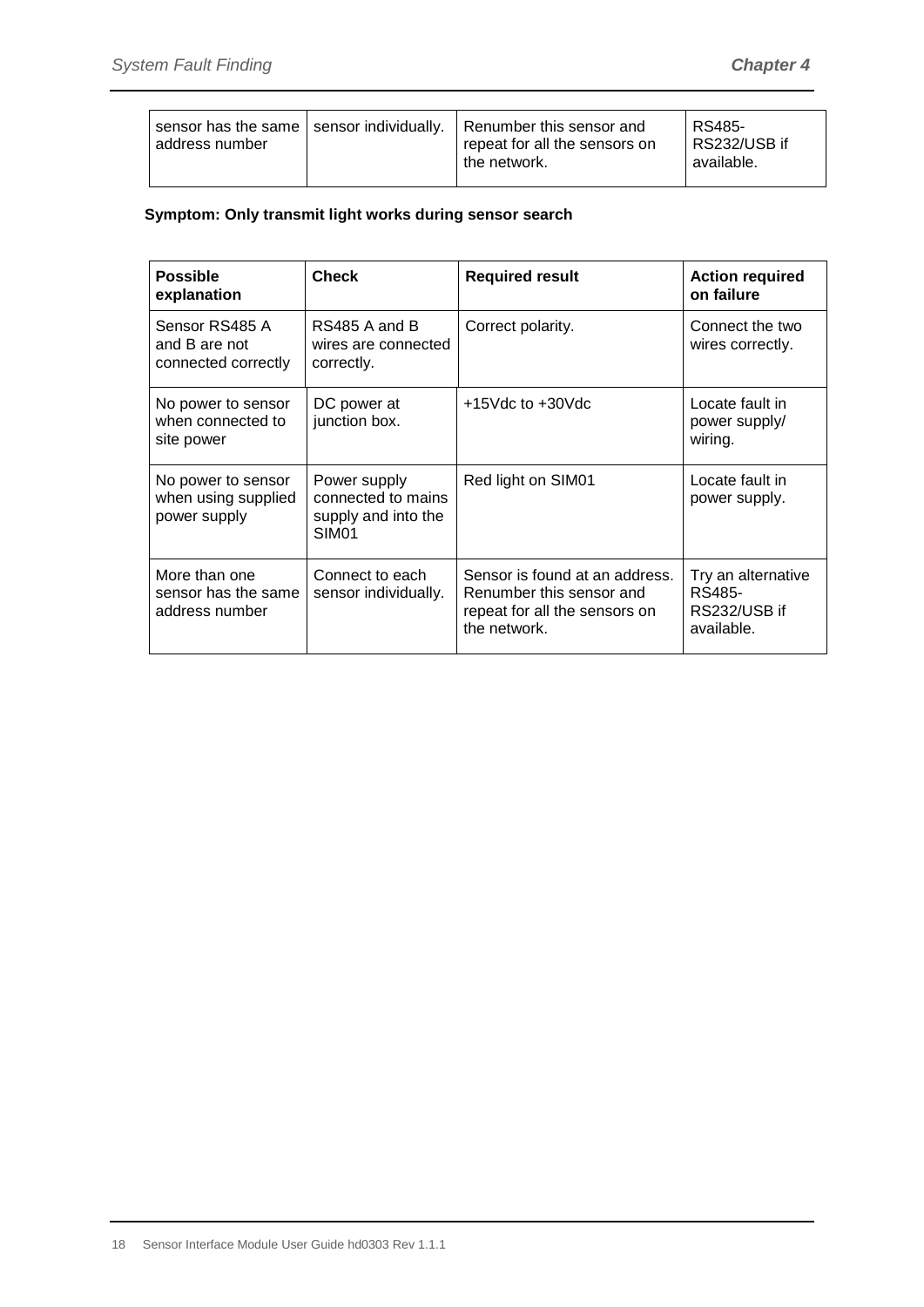| sensor has the same address number | sensor individually. | Renumber this sensor and repeat for all the sensors on the network. | RS485-RS232/USB if available. |
|---|---|---|---|

**Symptom: Only transmit light works during sensor search**

| Possible explanation | Check | Required result | Action required on failure |
|---|---|---|---|
| Sensor RS485 A and B are not connected correctly | RS485 A and B wires are connected correctly. | Correct polarity. | Connect the two wires correctly. |
| No power to sensor when connected to site power | DC power at junction box. | +15Vdc to +30Vdc | Locate fault in power supply/ wiring. |
| No power to sensor when using supplied power supply | Power supply connected to mains supply and into the SIM01 | Red light on SIM01 | Locate fault in power supply. |
| More than one sensor has the same address number | Connect to each sensor individually. | Sensor is found at an address. Renumber this sensor and repeat for all the sensors on the network. | Try an alternative RS485-RS232/USB if available. |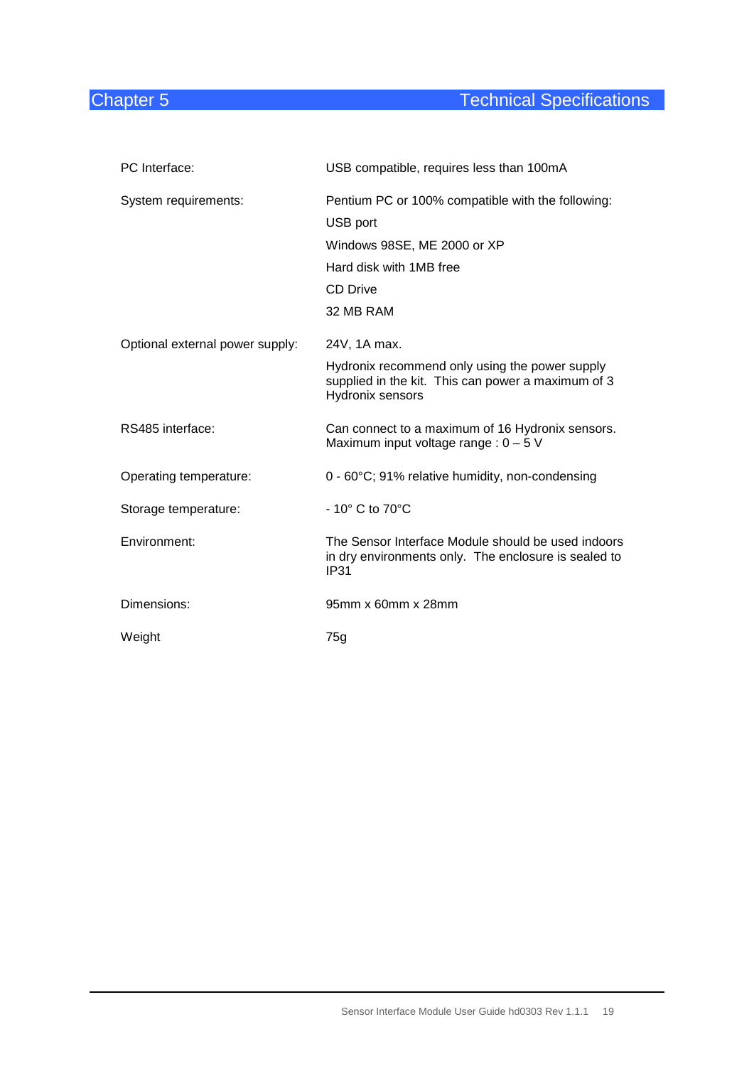# Chapter 5 Technical Specifications

| | |
|---|---|
| PC Interface: | USB compatible, requires less than 100mA |
| System requirements: | Pentium PC or 100% compatible with the following:<br>USB port<br>Windows 98SE, ME 2000 or XP<br>Hard disk with 1MB free<br>CD Drive<br>32 MB RAM |
| Optional external power supply: | 24V, 1A max.<br>Hydronix recommend only using the power supply supplied in the kit. This can power a maximum of 3 Hydronix sensors |
| RS485 interface: | Can connect to a maximum of 16 Hydronix sensors. Maximum input voltage range : 0 – 5 V |
| Operating temperature: | 0 - 60°C; 91% relative humidity, non-condensing |
| Storage temperature: | - 10° C to 70°C |
| Environment: | The Sensor Interface Module should be used indoors in dry environments only. The enclosure is sealed to IP31 |
| Dimensions: | 95mm x 60mm x 28mm |
| Weight | 75g |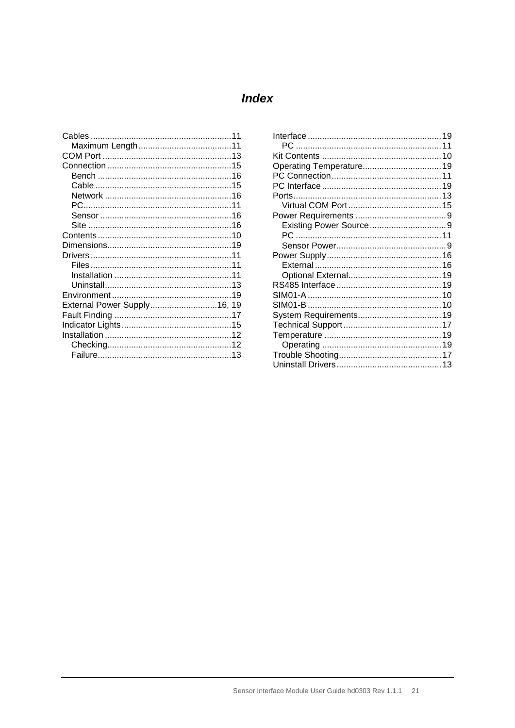# *Index*

Cables ........................................................... 11
  Maximum Length ....................................... 11
COM Port ...................................................... 13
Connection .................................................... 15
  Bench ........................................................ 16
  Cable ......................................................... 15
  Network ..................................................... 16
  PC .............................................................. 11
  Sensor ....................................................... 16
  Site ............................................................ 16
Contents ........................................................ 10
Dimensions .................................................... 19
Drivers ........................................................... 11
  Files ........................................................... 11
  Installation ................................................. 11
  Uninstall ..................................................... 13
Environment .................................................. 19
External Power Supply ............................ 16, 19
Fault Finding ................................................. 17
Indicator Lights .............................................. 15
Installation ..................................................... 12
  Checking .................................................... 12
  Failure ........................................................ 13

Interface ........................................................ 19
  PC ............................................................. 11
Kit Contents .................................................. 10
Operating Temperature ................................. 19
PC Connection .............................................. 11
PC Interface .................................................. 19
Ports .............................................................. 13
  Virtual COM Port ....................................... 15
Power Requirements ....................................... 9
  Existing Power Source ................................ 9
  PC ............................................................. 11
  Sensor Power ............................................. 9
Power Supply ................................................ 16
  External ..................................................... 16
  Optional External ....................................... 19
RS485 Interface ............................................ 19
SIM01-A ........................................................ 10
SIM01-B ........................................................ 10
System Requirements ................................... 19
Technical Support ......................................... 17
Temperature ................................................. 19
  Operating .................................................. 19
Trouble Shooting ........................................... 17
Uninstall Drivers ............................................ 13